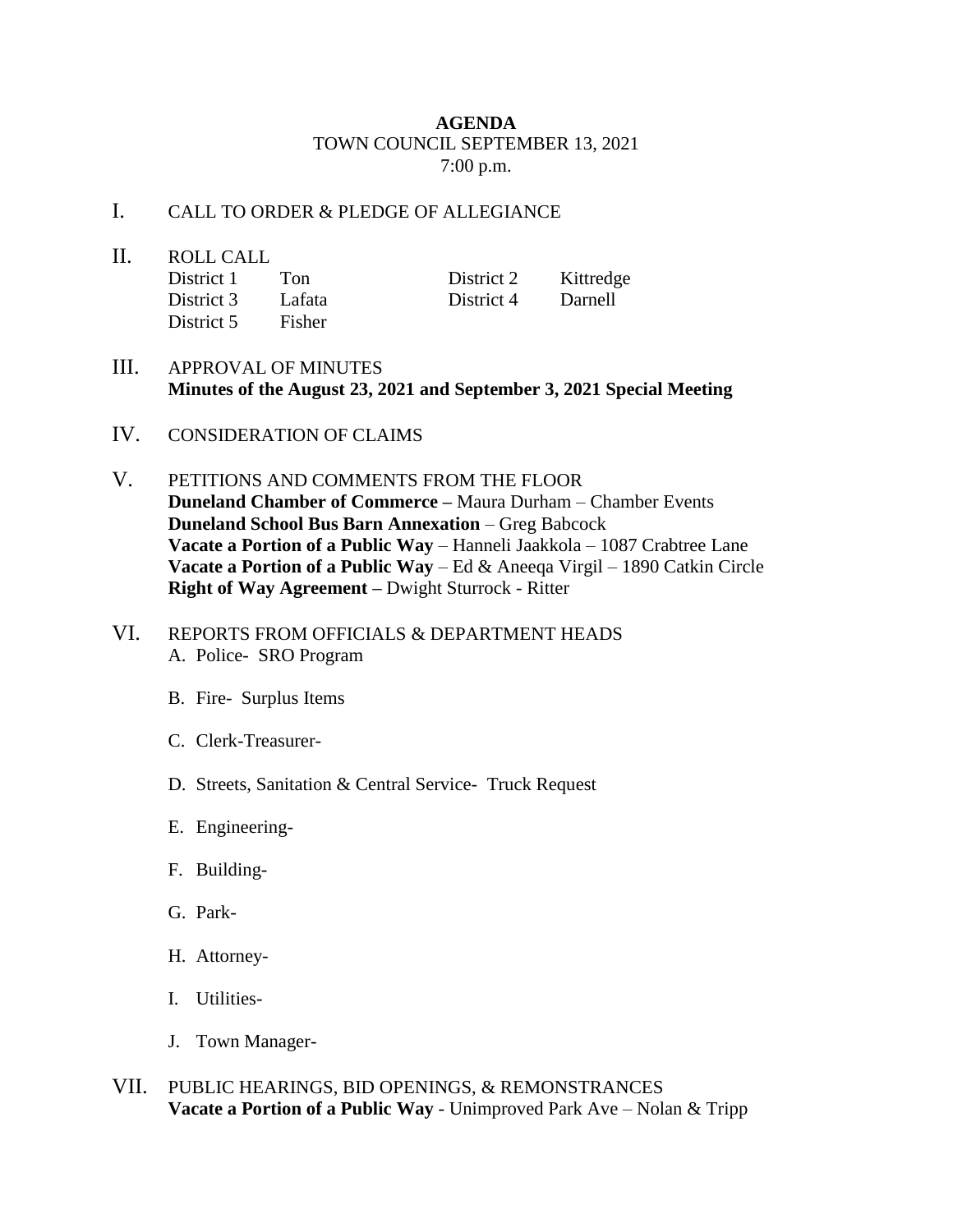**AGENDA**

TOWN COUNCIL SEPTEMBER 13, 2021

7:00 p.m.

I. CALL TO ORDER & PLEDGE OF ALLEGIANCE

II. ROLL CALL

| | | | |
|---|---|---|---|
| District 1 | Ton | District 2 | Kittredge |
| District 3 | Lafata | District 4 | Darnell |
| District 5 | Fisher | | |

III. APPROVAL OF MINUTES
**Minutes of the August 23, 2021 and September 3, 2021 Special Meeting**

IV. CONSIDERATION OF CLAIMS

V. PETITIONS AND COMMENTS FROM THE FLOOR
**Duneland Chamber of Commerce –** Maura Durham – Chamber Events
**Duneland School Bus Barn Annexation** – Greg Babcock
**Vacate a Portion of a Public Way** – Hanneli Jaakkola – 1087 Crabtree Lane
**Vacate a Portion of a Public Way** – Ed & Aneeqa Virgil – 1890 Catkin Circle
**Right of Way Agreement –** Dwight Sturrock - Ritter

VI. REPORTS FROM OFFICIALS & DEPARTMENT HEADS

A. Police- SRO Program

B. Fire- Surplus Items

C. Clerk-Treasurer-

D. Streets, Sanitation & Central Service- Truck Request

E. Engineering-

F. Building-

G. Park-

H. Attorney-

I. Utilities-

J. Town Manager-

VII. PUBLIC HEARINGS, BID OPENINGS, & REMONSTRANCES
**Vacate a Portion of a Public Way** - Unimproved Park Ave – Nolan & Tripp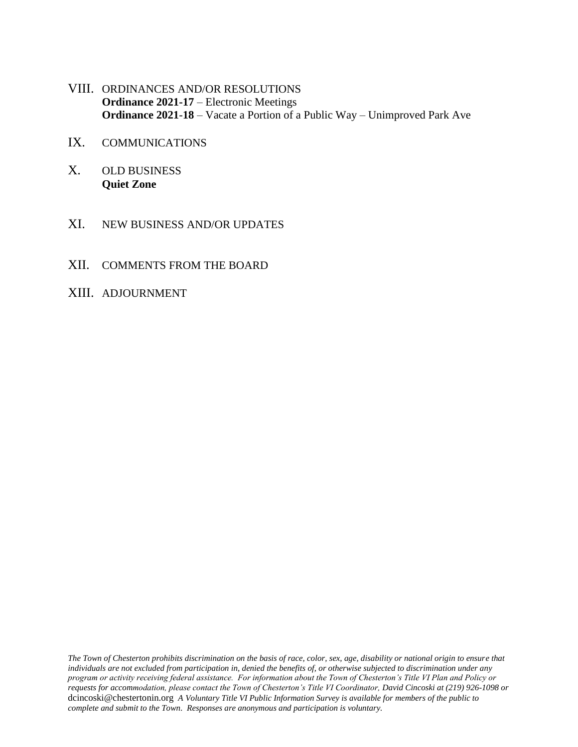VIII. ORDINANCES AND/OR RESOLUTIONS
**Ordinance 2021-17** – Electronic Meetings
**Ordinance 2021-18** – Vacate a Portion of a Public Way – Unimproved Park Ave

IX. COMMUNICATIONS

X. OLD BUSINESS
**Quiet Zone**

XI. NEW BUSINESS AND/OR UPDATES

XII. COMMENTS FROM THE BOARD

XIII. ADJOURNMENT

*The Town of Chesterton prohibits discrimination on the basis of race, color, sex, age, disability or national origin to ensure that individuals are not excluded from participation in, denied the benefits of, or otherwise subjected to discrimination under any program or activity receiving federal assistance. For information about the Town of Chesterton's Title VI Plan and Policy or requests for accommodation, please contact the Town of Chesterton's Title VI Coordinator, David Cincoski at (219) 926-1098 or* dcincoski@chestertonin.org *A Voluntary Title VI Public Information Survey is available for members of the public to complete and submit to the Town. Responses are anonymous and participation is voluntary.*